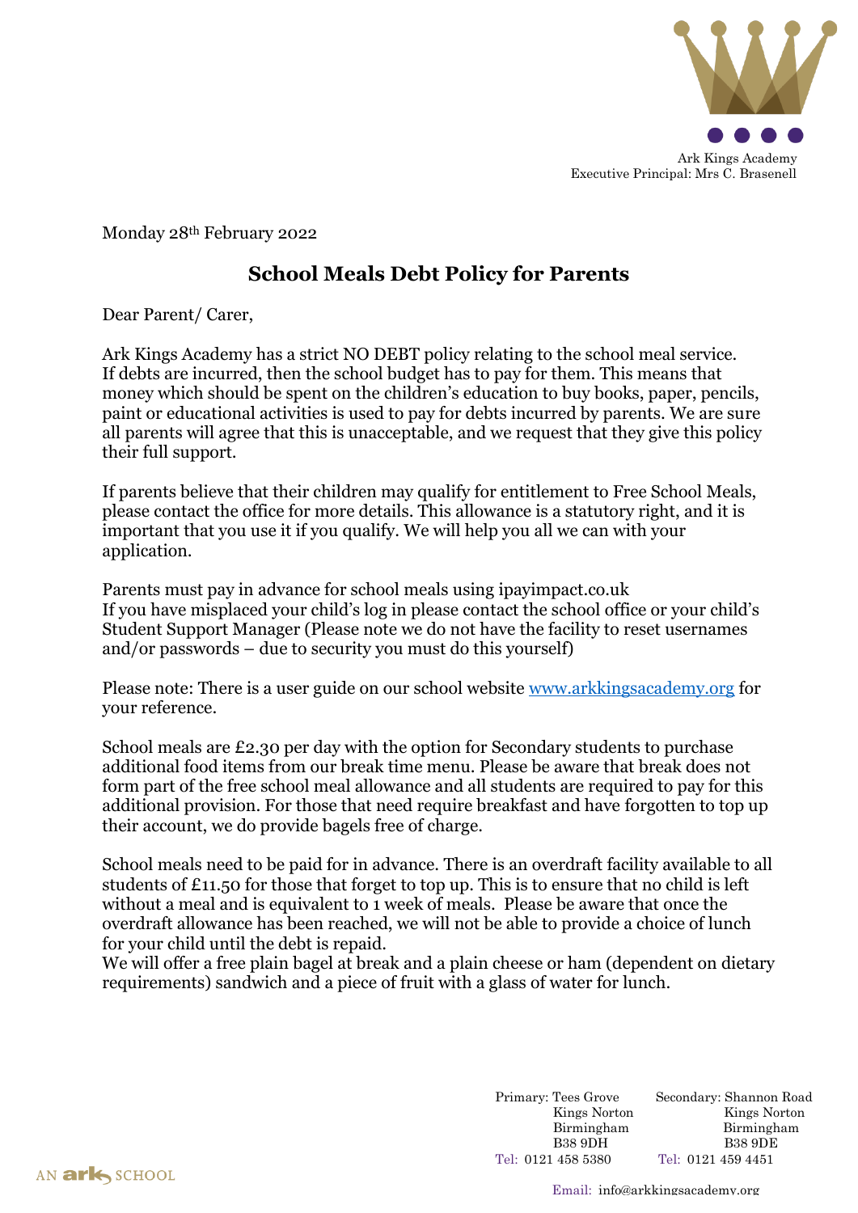Ark Kings Academy
Executive Principal: Mrs C. Brasenell

Monday 28th February 2022

# School Meals Debt Policy for Parents

Dear Parent/ Carer,

Ark Kings Academy has a strict NO DEBT policy relating to the school meal service. If debts are incurred, then the school budget has to pay for them. This means that money which should be spent on the children's education to buy books, paper, pencils, paint or educational activities is used to pay for debts incurred by parents. We are sure all parents will agree that this is unacceptable, and we request that they give this policy their full support.

If parents believe that their children may qualify for entitlement to Free School Meals, please contact the office for more details. This allowance is a statutory right, and it is important that you use it if you qualify. We will help you all we can with your application.

Parents must pay in advance for school meals using ipayimpact.co.uk
If you have misplaced your child's log in please contact the school office or your child's Student Support Manager (Please note we do not have the facility to reset usernames and/or passwords – due to security you must do this yourself)

Please note: There is a user guide on our school website [www.arkkingsacademy.org](http://www.arkkingsacademy.org) for your reference.

School meals are £2.30 per day with the option for Secondary students to purchase additional food items from our break time menu. Please be aware that break does not form part of the free school meal allowance and all students are required to pay for this additional provision. For those that need require breakfast and have forgotten to top up their account, we do provide bagels free of charge.

School meals need to be paid for in advance. There is an overdraft facility available to all students of £11.50 for those that forget to top up. This is to ensure that no child is left without a meal and is equivalent to 1 week of meals. Please be aware that once the overdraft allowance has been reached, we will not be able to provide a choice of lunch for your child until the debt is repaid.
We will offer a free plain bagel at break and a plain cheese or ham (dependent on dietary requirements) sandwich and a piece of fruit with a glass of water for lunch.

Primary: Tees Grove
Kings Norton
Birmingham
B38 9DH
Tel: 0121 458 5380

Secondary: Shannon Road
Kings Norton
Birmingham
B38 9DE
Tel: 0121 459 4451

Email: info@arkkingsacademy.org

AN ark SCHOOL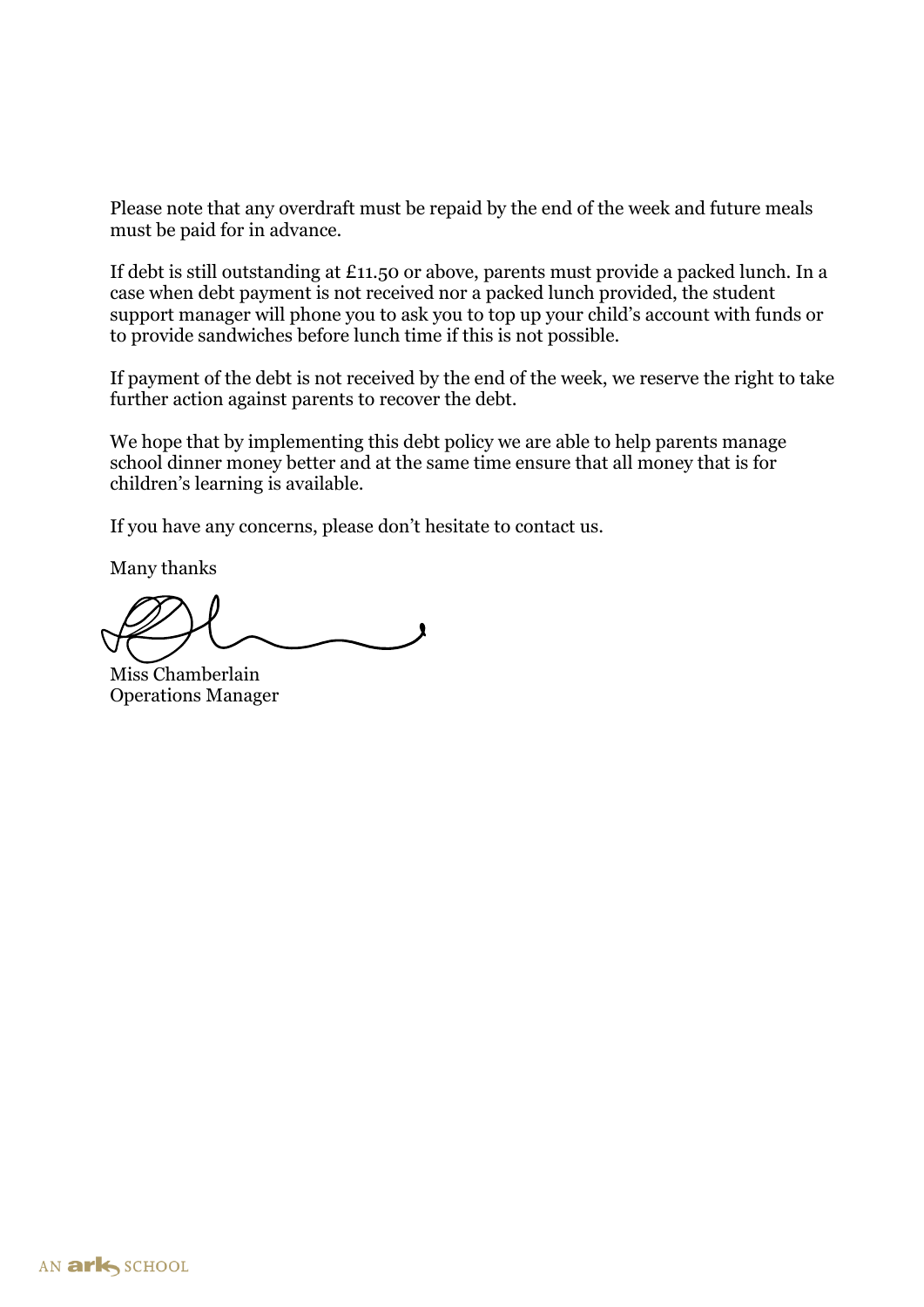Please note that any overdraft must be repaid by the end of the week and future meals must be paid for in advance.

If debt is still outstanding at £11.50 or above, parents must provide a packed lunch. In a case when debt payment is not received nor a packed lunch provided, the student support manager will phone you to ask you to top up your child's account with funds or to provide sandwiches before lunch time if this is not possible.

If payment of the debt is not received by the end of the week, we reserve the right to take further action against parents to recover the debt.

We hope that by implementing this debt policy we are able to help parents manage school dinner money better and at the same time ensure that all money that is for children's learning is available.

If you have any concerns, please don't hesitate to contact us.

Many thanks

Miss Chamberlain
Operations Manager